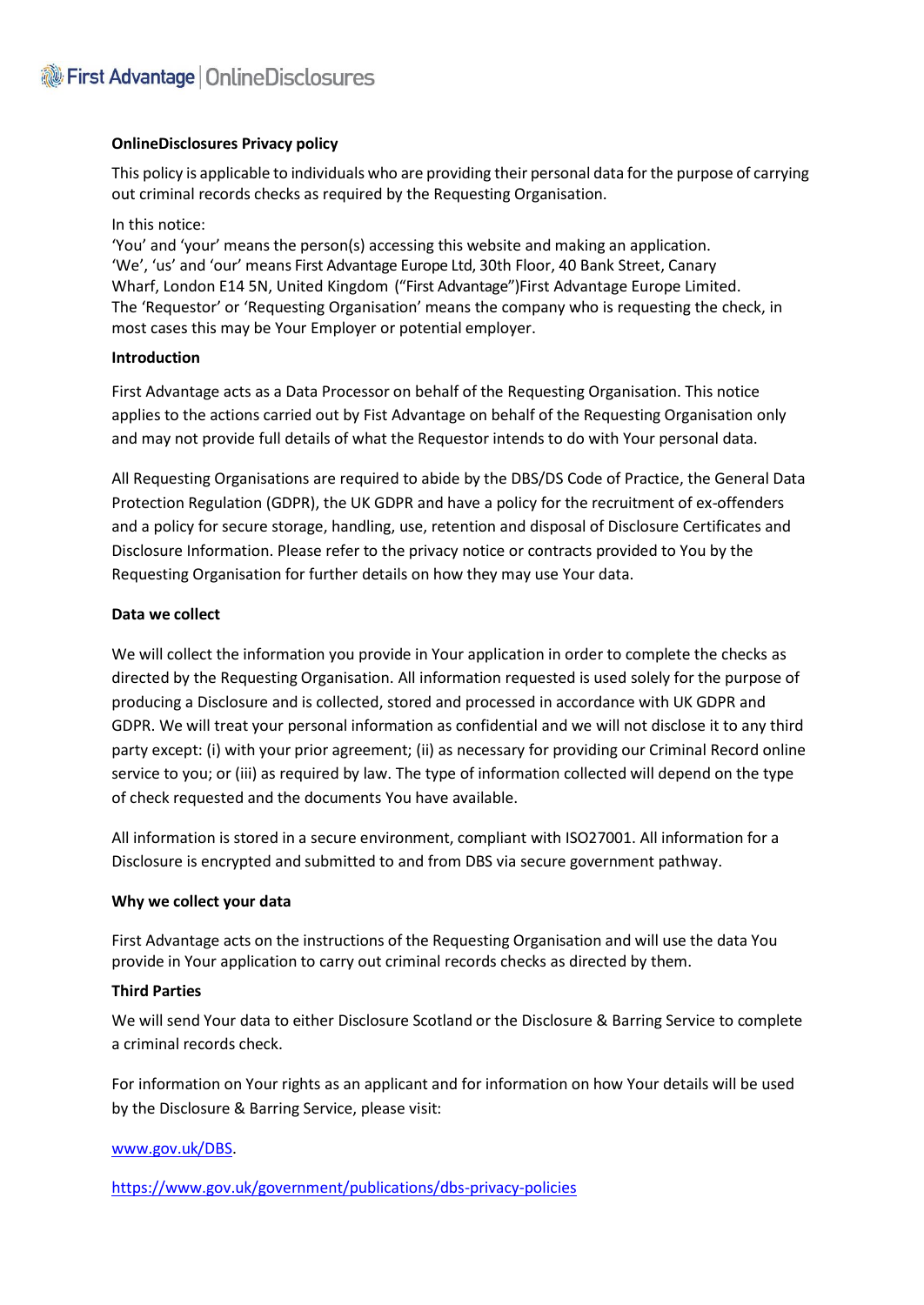## OnlineDisclosures Privacy policy

This policy is applicable to individuals who are providing their personal data for the purpose of carrying out criminal records checks as required by the Requesting Organisation.

In this notice:
'You' and 'your' means the person(s) accessing this website and making an application.
'We', 'us' and 'our' means First Advantage Europe Ltd, 30th Floor, 40 Bank Street, Canary Wharf, London E14 5N, United Kingdom ("First Advantage")First Advantage Europe Limited.
The 'Requestor' or 'Requesting Organisation' means the company who is requesting the check, in most cases this may be Your Employer or potential employer.

### Introduction

First Advantage acts as a Data Processor on behalf of the Requesting Organisation. This notice applies to the actions carried out by Fist Advantage on behalf of the Requesting Organisation only and may not provide full details of what the Requestor intends to do with Your personal data.

All Requesting Organisations are required to abide by the DBS/DS Code of Practice, the General Data Protection Regulation (GDPR), the UK GDPR and have a policy for the recruitment of ex-offenders and a policy for secure storage, handling, use, retention and disposal of Disclosure Certificates and Disclosure Information. Please refer to the privacy notice or contracts provided to You by the Requesting Organisation for further details on how they may use Your data.

### Data we collect

We will collect the information you provide in Your application in order to complete the checks as directed by the Requesting Organisation. All information requested is used solely for the purpose of producing a Disclosure and is collected, stored and processed in accordance with UK GDPR and GDPR. We will treat your personal information as confidential and we will not disclose it to any third party except: (i) with your prior agreement; (ii) as necessary for providing our Criminal Record online service to you; or (iii) as required by law. The type of information collected will depend on the type of check requested and the documents You have available.

All information is stored in a secure environment, compliant with ISO27001. All information for a Disclosure is encrypted and submitted to and from DBS via secure government pathway.

### Why we collect your data

First Advantage acts on the instructions of the Requesting Organisation and will use the data You provide in Your application to carry out criminal records checks as directed by them.

### Third Parties

We will send Your data to either Disclosure Scotland or the Disclosure & Barring Service to complete a criminal records check.

For information on Your rights as an applicant and for information on how Your details will be used by the Disclosure & Barring Service, please visit:

[www.gov.uk/DBS](www.gov.uk/DBS).

[https://www.gov.uk/government/publications/dbs-privacy-policies](https://www.gov.uk/government/publications/dbs-privacy-policies)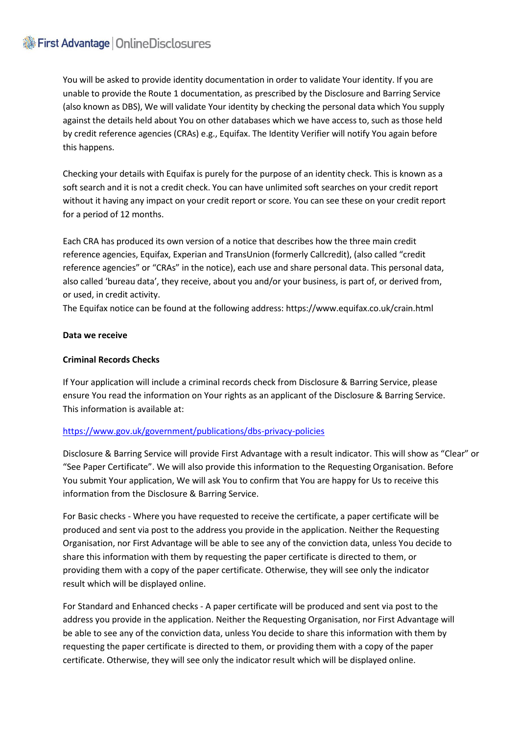You will be asked to provide identity documentation in order to validate Your identity. If you are unable to provide the Route 1 documentation, as prescribed by the Disclosure and Barring Service (also known as DBS), We will validate Your identity by checking the personal data which You supply against the details held about You on other databases which we have access to, such as those held by credit reference agencies (CRAs) e.g., Equifax. The Identity Verifier will notify You again before this happens.

Checking your details with Equifax is purely for the purpose of an identity check. This is known as a soft search and it is not a credit check. You can have unlimited soft searches on your credit report without it having any impact on your credit report or score. You can see these on your credit report for a period of 12 months.

Each CRA has produced its own version of a notice that describes how the three main credit reference agencies, Equifax, Experian and TransUnion (formerly Callcredit), (also called "credit reference agencies" or "CRAs" in the notice), each use and share personal data. This personal data, also called 'bureau data', they receive, about you and/or your business, is part of, or derived from, or used, in credit activity.
The Equifax notice can be found at the following address: https://www.equifax.co.uk/crain.html

**Data we receive**

**Criminal Records Checks**

If Your application will include a criminal records check from Disclosure & Barring Service, please ensure You read the information on Your rights as an applicant of the Disclosure & Barring Service. This information is available at:

https://www.gov.uk/government/publications/dbs-privacy-policies

Disclosure & Barring Service will provide First Advantage with a result indicator. This will show as "Clear" or "See Paper Certificate". We will also provide this information to the Requesting Organisation. Before You submit Your application, We will ask You to confirm that You are happy for Us to receive this information from the Disclosure & Barring Service.

For Basic checks - Where you have requested to receive the certificate, a paper certificate will be produced and sent via post to the address you provide in the application. Neither the Requesting Organisation, nor First Advantage will be able to see any of the conviction data, unless You decide to share this information with them by requesting the paper certificate is directed to them, or providing them with a copy of the paper certificate. Otherwise, they will see only the indicator result which will be displayed online.

For Standard and Enhanced checks - A paper certificate will be produced and sent via post to the address you provide in the application. Neither the Requesting Organisation, nor First Advantage will be able to see any of the conviction data, unless You decide to share this information with them by requesting the paper certificate is directed to them, or providing them with a copy of the paper certificate. Otherwise, they will see only the indicator result which will be displayed online.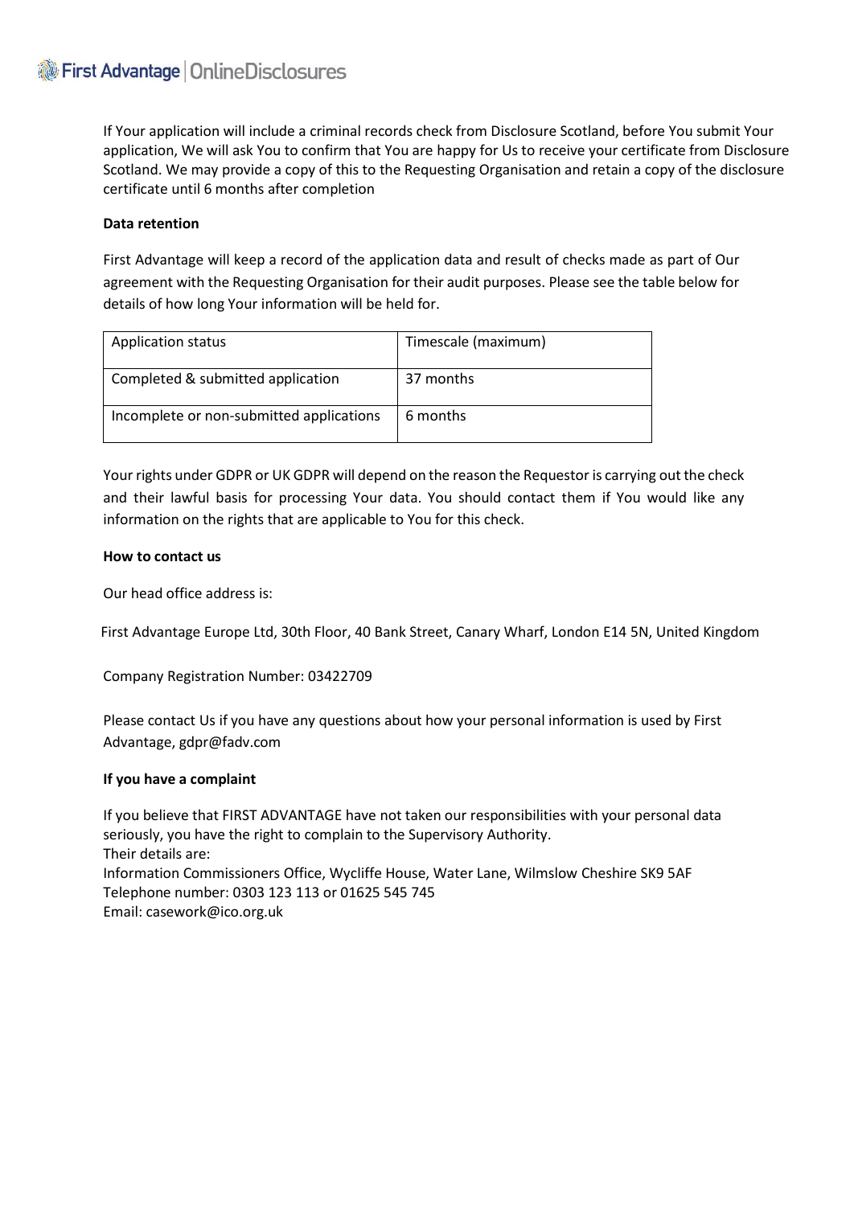If Your application will include a criminal records check from Disclosure Scotland, before You submit Your application, We will ask You to confirm that You are happy for Us to receive your certificate from Disclosure Scotland. We may provide a copy of this to the Requesting Organisation and retain a copy of the disclosure certificate until 6 months after completion

**Data retention**

First Advantage will keep a record of the application data and result of checks made as part of Our agreement with the Requesting Organisation for their audit purposes. Please see the table below for details of how long Your information will be held for.

| Application status | Timescale (maximum) |
|---|---|
| Completed & submitted application | 37 months |
| Incomplete or non-submitted applications | 6 months |

Your rights under GDPR or UK GDPR will depend on the reason the Requestor is carrying out the check and their lawful basis for processing Your data. You should contact them if You would like any information on the rights that are applicable to You for this check.

**How to contact us**

Our head office address is:

First Advantage Europe Ltd, 30th Floor, 40 Bank Street, Canary Wharf, London E14 5N, United Kingdom

Company Registration Number: 03422709

Please contact Us if you have any questions about how your personal information is used by First Advantage, gdpr@fadv.com

**If you have a complaint**

If you believe that FIRST ADVANTAGE have not taken our responsibilities with your personal data seriously, you have the right to complain to the Supervisory Authority.
Their details are:
Information Commissioners Office, Wycliffe House, Water Lane, Wilmslow Cheshire SK9 5AF
Telephone number: 0303 123 113 or 01625 545 745
Email: casework@ico.org.uk